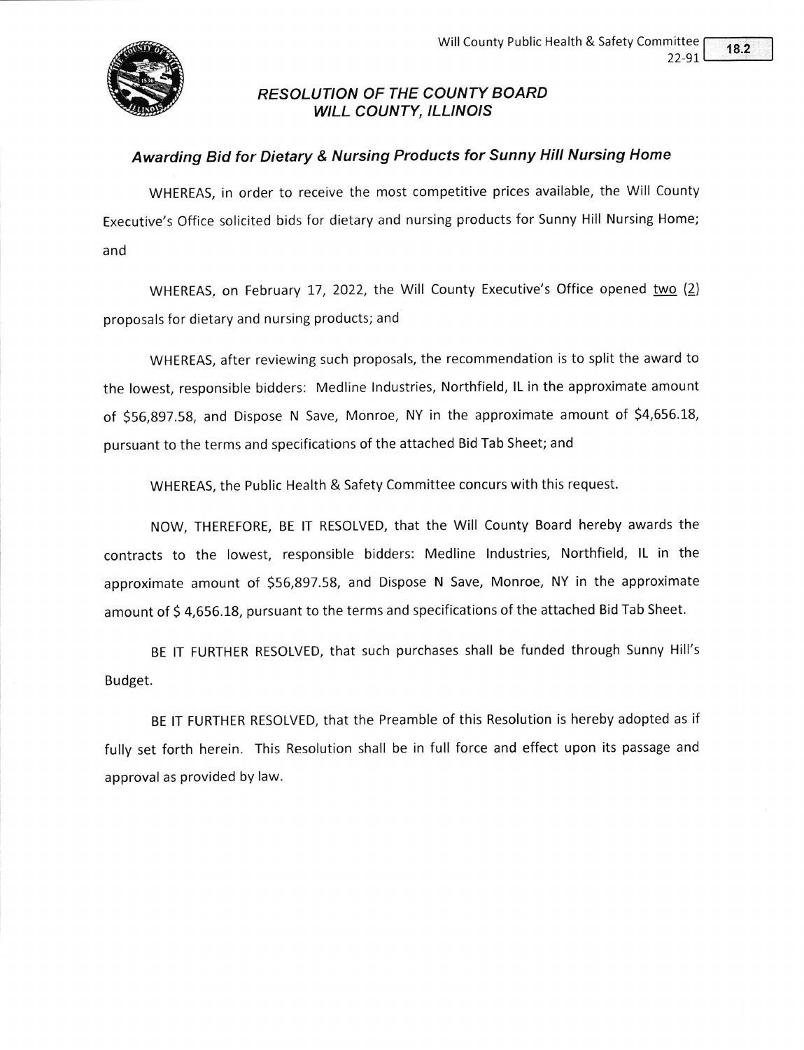Will County Public Health & Safety Committee
22-91

18.2

## *RESOLUTION OF THE COUNTY BOARD WILL COUNTY, ILLINOIS*

### *Awarding Bid for Dietary & Nursing Products for Sunny Hill Nursing Home*

WHEREAS, in order to receive the most competitive prices available, the Will County Executive's Office solicited bids for dietary and nursing products for Sunny Hill Nursing Home; and

WHEREAS, on February 17, 2022, the Will County Executive's Office opened two (2) proposals for dietary and nursing products; and

WHEREAS, after reviewing such proposals, the recommendation is to split the award to the lowest, responsible bidders: Medline Industries, Northfield, IL in the approximate amount of $56,897.58, and Dispose N Save, Monroe, NY in the approximate amount of $4,656.18, pursuant to the terms and specifications of the attached Bid Tab Sheet; and

WHEREAS, the Public Health & Safety Committee concurs with this request.

NOW, THEREFORE, BE IT RESOLVED, that the Will County Board hereby awards the contracts to the lowest, responsible bidders: Medline Industries, Northfield, IL in the approximate amount of $56,897.58, and Dispose N Save, Monroe, NY in the approximate amount of $ 4,656.18, pursuant to the terms and specifications of the attached Bid Tab Sheet.

BE IT FURTHER RESOLVED, that such purchases shall be funded through Sunny Hill's Budget.

BE IT FURTHER RESOLVED, that the Preamble of this Resolution is hereby adopted as if fully set forth herein. This Resolution shall be in full force and effect upon its passage and approval as provided by law.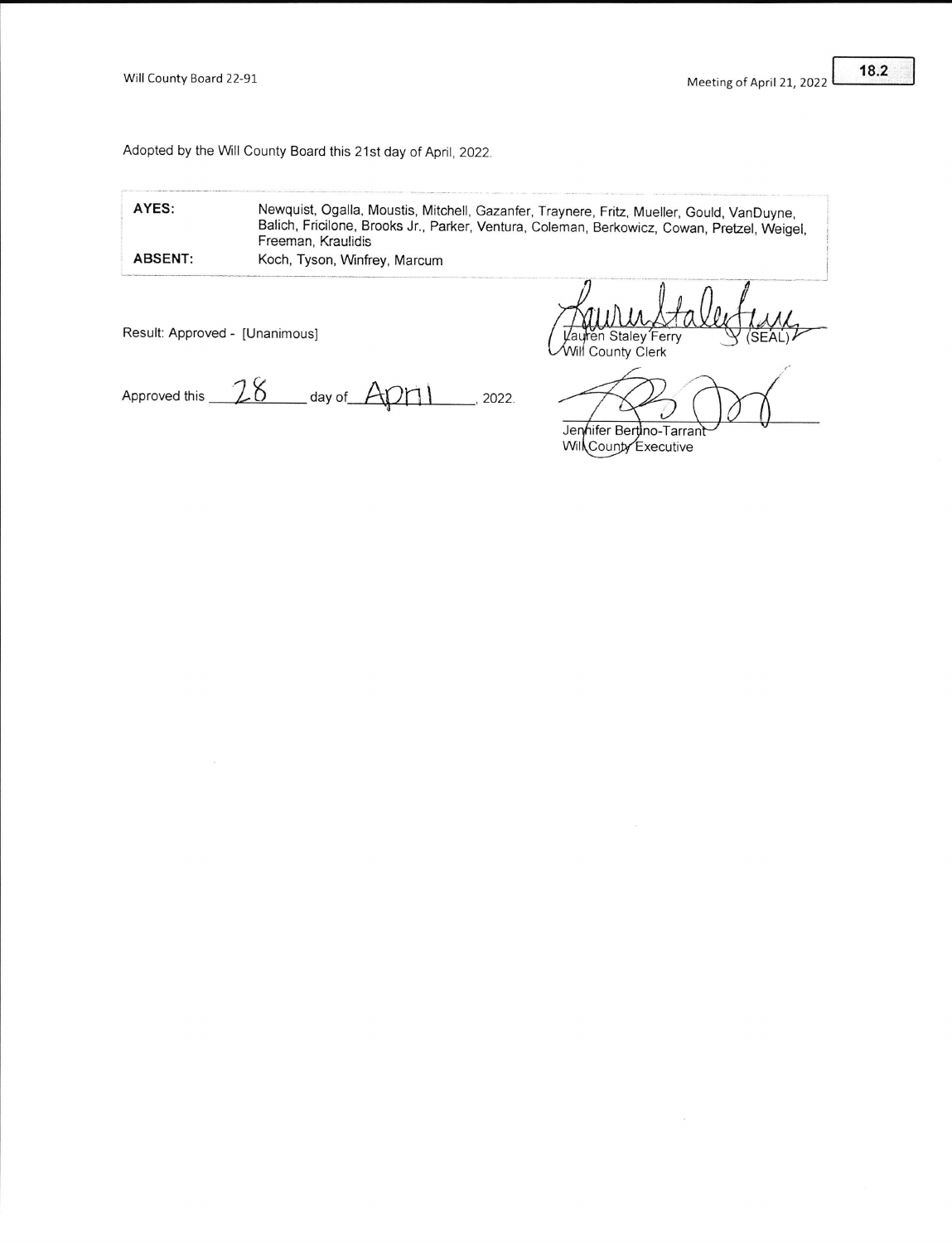Adopted by the Will County Board this 21st day of April, 2022.

| | |
|---|---|
| **AYES:** | Newquist, Ogalla, Moustis, Mitchell, Gazanfer, Traynere, Fritz, Mueller, Gould, VanDuyne, Balich, Fricilone, Brooks Jr., Parker, Ventura, Coleman, Berkowicz, Cowan, Pretzel, Weigel, Freeman, Kraulidis |
| **ABSENT:** | Koch, Tyson, Winfrey, Marcum |

Result: Approved - [Unanimous]

Lauren Staley Ferry (SEAL)
Will County Clerk

Approved this 28 day of April, 2022.

Jennifer Bertino-Tarrant
Will County Executive